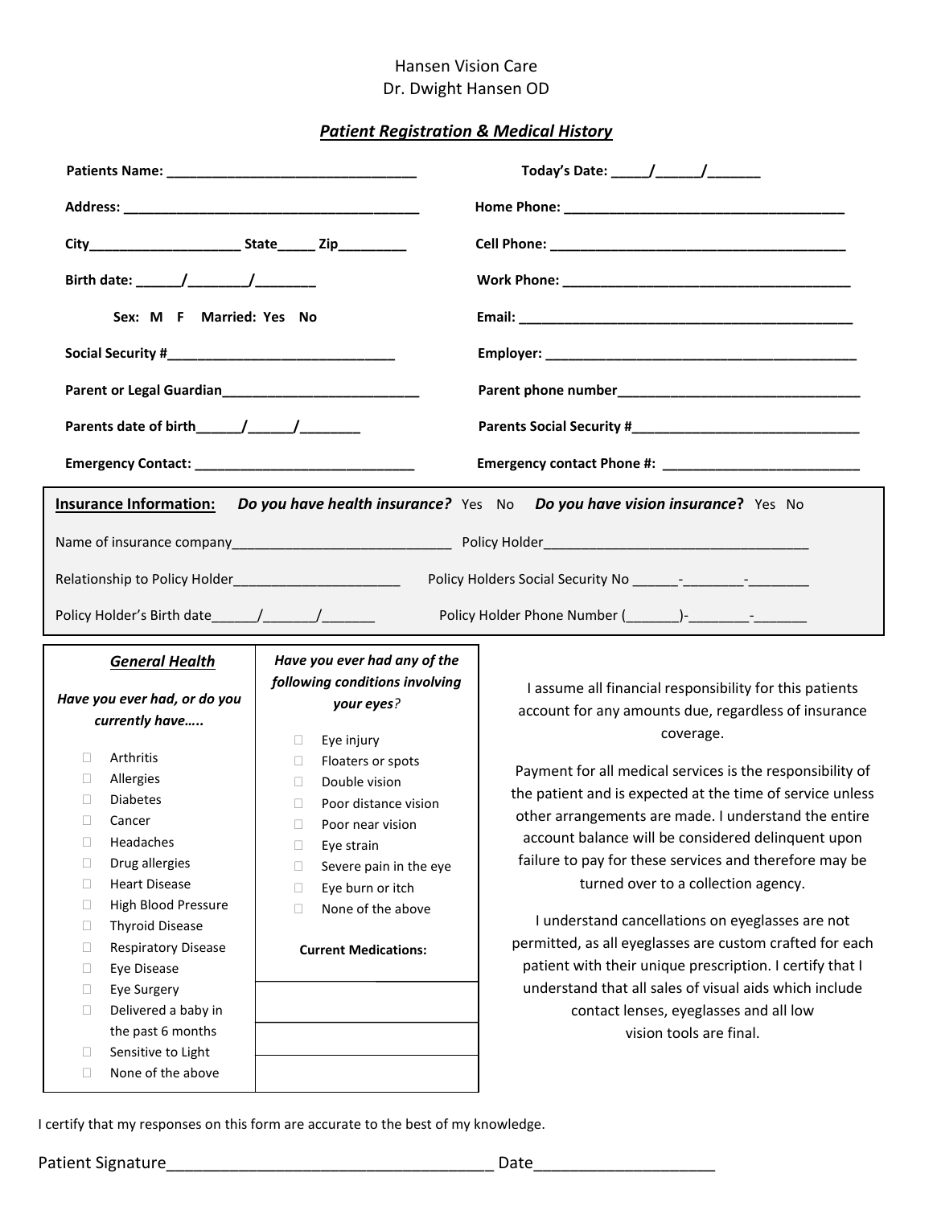Hansen Vision Care
Dr. Dwight Hansen OD

## ***Patient Registration & Medical History***

**Patients Name:** ________________________________ **Today's Date:** _____/______/_______

**Address:** ________________________________________ **Home Phone:** _____________________________________

**City**____________________ **State**_____ **Zip**_________ **Cell Phone:** _______________________________________

**Birth date:** ______/________/________ **Work Phone:** ______________________________________

**Sex: M F Married: Yes No** **Email:** ____________________________________________

**Social Security #**_______________________________ **Employer:** ________________________________________

**Parent or Legal Guardian**___________________________ **Parent phone number**________________________________

**Parents date of birth**______/______/________ **Parents Social Security #**______________________________

**Emergency Contact:** ______________________________ **Emergency contact Phone #:** __________________________

**Insurance Information:** ***Do you have health insurance?*** Yes No ***Do you have vision insurance*?** Yes No

Name of insurance company_____________________________ Policy Holder___________________________________

Relationship to Policy Holder______________________ Policy Holders Social Security No ______-________-________

Policy Holder's Birth date______/_______/_______ Policy Holder Phone Number (_______)-________-_______

### ***General Health***

***Have you ever had, or do you currently have…..***

- ☐ Arthritis
- ☐ Allergies
- ☐ Diabetes
- ☐ Cancer
- ☐ Headaches
- ☐ Drug allergies
- ☐ Heart Disease
- ☐ High Blood Pressure
- ☐ Thyroid Disease
- ☐ Respiratory Disease
- ☐ Eye Disease
- ☐ Eye Surgery
- ☐ Delivered a baby in the past 6 months
- ☐ Sensitive to Light
- ☐ None of the above

***Have you ever had any of the following conditions involving your eyes?***

- ☐ Eye injury
- ☐ Floaters or spots
- ☐ Double vision
- ☐ Poor distance vision
- ☐ Poor near vision
- ☐ Eye strain
- ☐ Severe pain in the eye
- ☐ Eye burn or itch
- ☐ None of the above

**Current Medications:**

____________________

____________________

____________________

I assume all financial responsibility for this patients account for any amounts due, regardless of insurance coverage.

Payment for all medical services is the responsibility of the patient and is expected at the time of service unless other arrangements are made. I understand the entire account balance will be considered delinquent upon failure to pay for these services and therefore may be turned over to a collection agency.

I understand cancellations on eyeglasses are not permitted, as all eyeglasses are custom crafted for each patient with their unique prescription. I certify that I understand that all sales of visual aids which include contact lenses, eyeglasses and all low vision tools are final.

I certify that my responses on this form are accurate to the best of my knowledge.

Patient Signature_____________________________________ Date____________________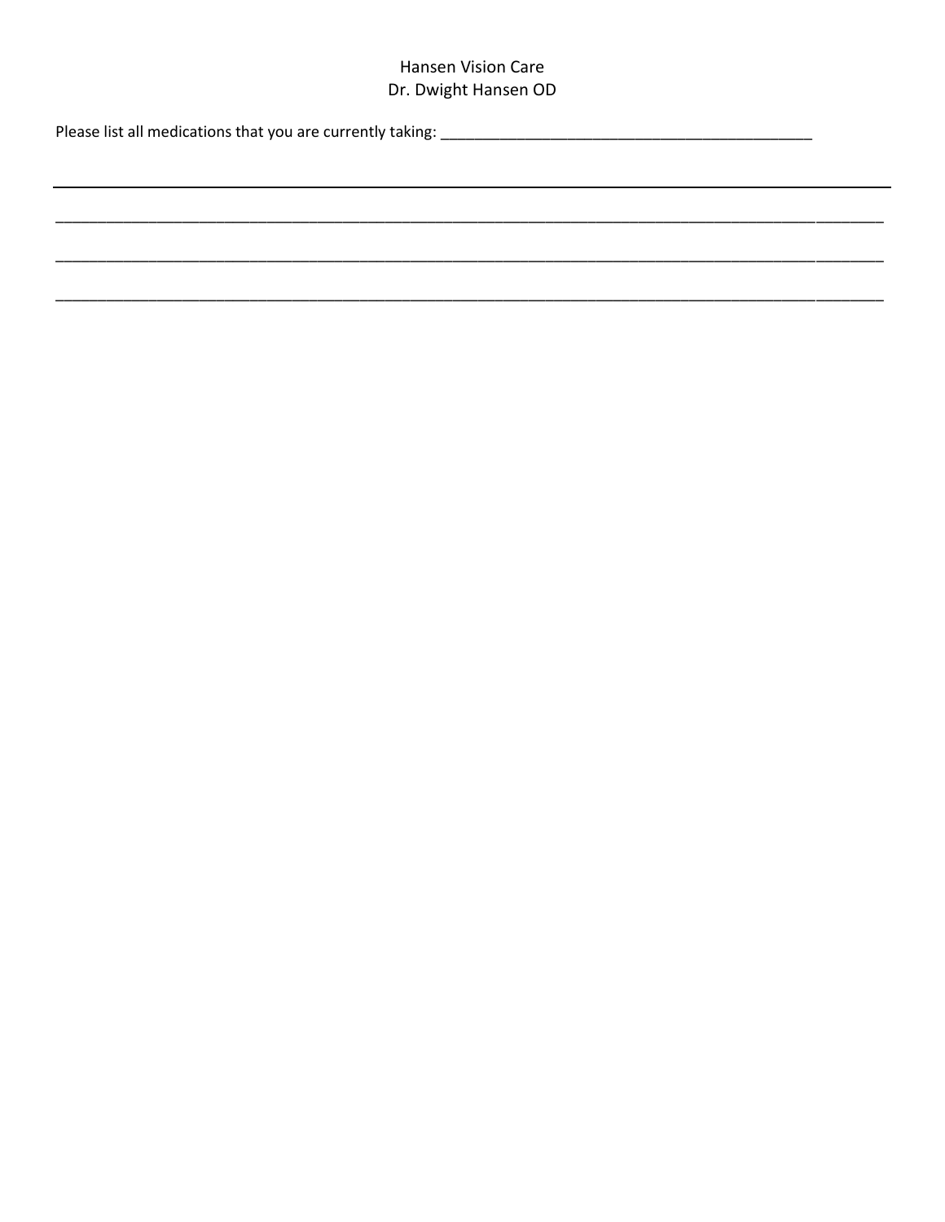Hansen Vision Care
Dr. Dwight Hansen OD

Please list all medications that you are currently taking: _______________________________________________

---

____________________________________________________________________________________________________

____________________________________________________________________________________________________

____________________________________________________________________________________________________